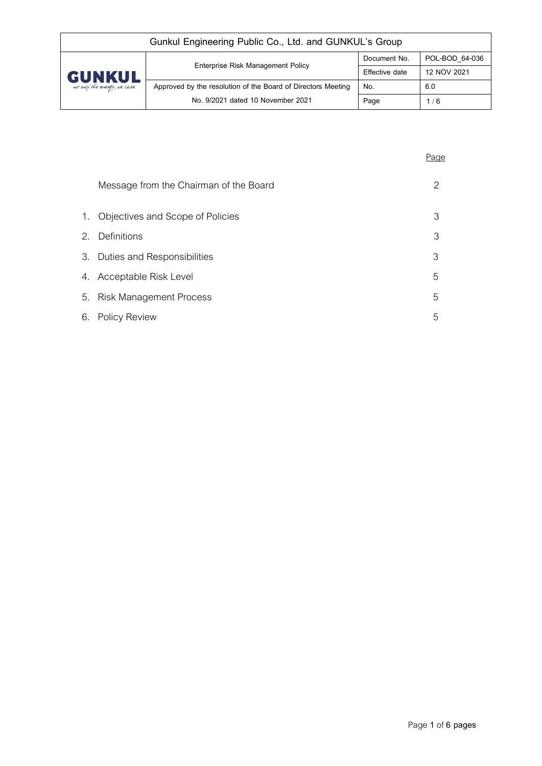| Gunkul Engineering Public Co., Ltd. and GUNKUL's Group | | | |
|---|---|---|---|
| GUNKUL | Enterprise Risk Management Policy | Document No. | POL-BOD_64-036 |
| | | Effective date | 12 NOV 2021 |
| | Approved by the resolution of the Board of Directors Meeting No. 9/2021 dated 10 November 2021 | No. | 6.0 |
| | | Page | 1 / 6 |

| | | Page |
|---|---|---|
| | Message from the Chairman of the Board | 2 |
| 1. | Objectives and Scope of Policies | 3 |
| 2. | Definitions | 3 |
| 3. | Duties and Responsibilities | 3 |
| 4. | Acceptable Risk Level | 5 |
| 5. | Risk Management Process | 5 |
| 6. | Policy Review | 5 |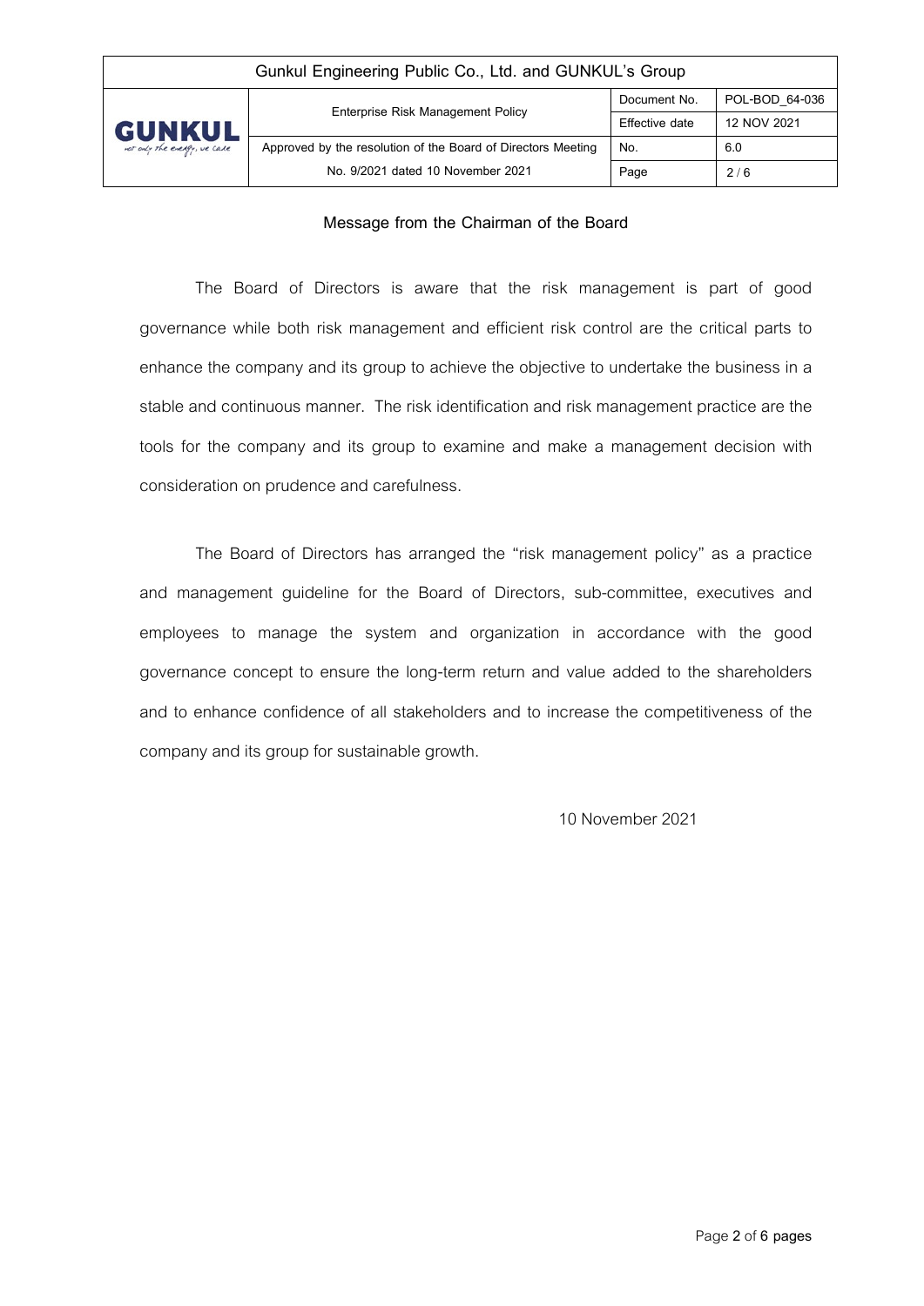## Message from the Chairman of the Board

The Board of Directors is aware that the risk management is part of good governance while both risk management and efficient risk control are the critical parts to enhance the company and its group to achieve the objective to undertake the business in a stable and continuous manner. The risk identification and risk management practice are the tools for the company and its group to examine and make a management decision with consideration on prudence and carefulness.

The Board of Directors has arranged the "risk management policy" as a practice and management guideline for the Board of Directors, sub-committee, executives and employees to manage the system and organization in accordance with the good governance concept to ensure the long-term return and value added to the shareholders and to enhance confidence of all stakeholders and to increase the competitiveness of the company and its group for sustainable growth.

10 November 2021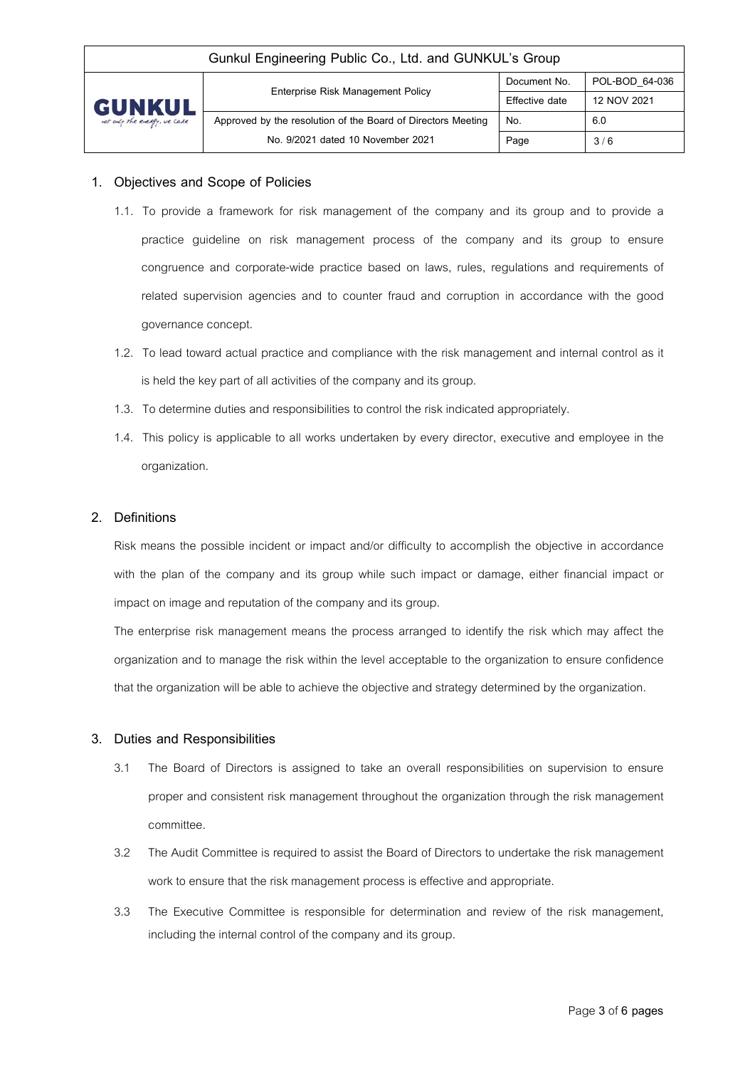## 1. Objectives and Scope of Policies

1.1. To provide a framework for risk management of the company and its group and to provide a practice guideline on risk management process of the company and its group to ensure congruence and corporate-wide practice based on laws, rules, regulations and requirements of related supervision agencies and to counter fraud and corruption in accordance with the good governance concept.

1.2. To lead toward actual practice and compliance with the risk management and internal control as it is held the key part of all activities of the company and its group.

1.3. To determine duties and responsibilities to control the risk indicated appropriately.

1.4. This policy is applicable to all works undertaken by every director, executive and employee in the organization.

## 2. Definitions

Risk means the possible incident or impact and/or difficulty to accomplish the objective in accordance with the plan of the company and its group while such impact or damage, either financial impact or impact on image and reputation of the company and its group.

The enterprise risk management means the process arranged to identify the risk which may affect the organization and to manage the risk within the level acceptable to the organization to ensure confidence that the organization will be able to achieve the objective and strategy determined by the organization.

## 3. Duties and Responsibilities

3.1 The Board of Directors is assigned to take an overall responsibilities on supervision to ensure proper and consistent risk management throughout the organization through the risk management committee.

3.2 The Audit Committee is required to assist the Board of Directors to undertake the risk management work to ensure that the risk management process is effective and appropriate.

3.3 The Executive Committee is responsible for determination and review of the risk management, including the internal control of the company and its group.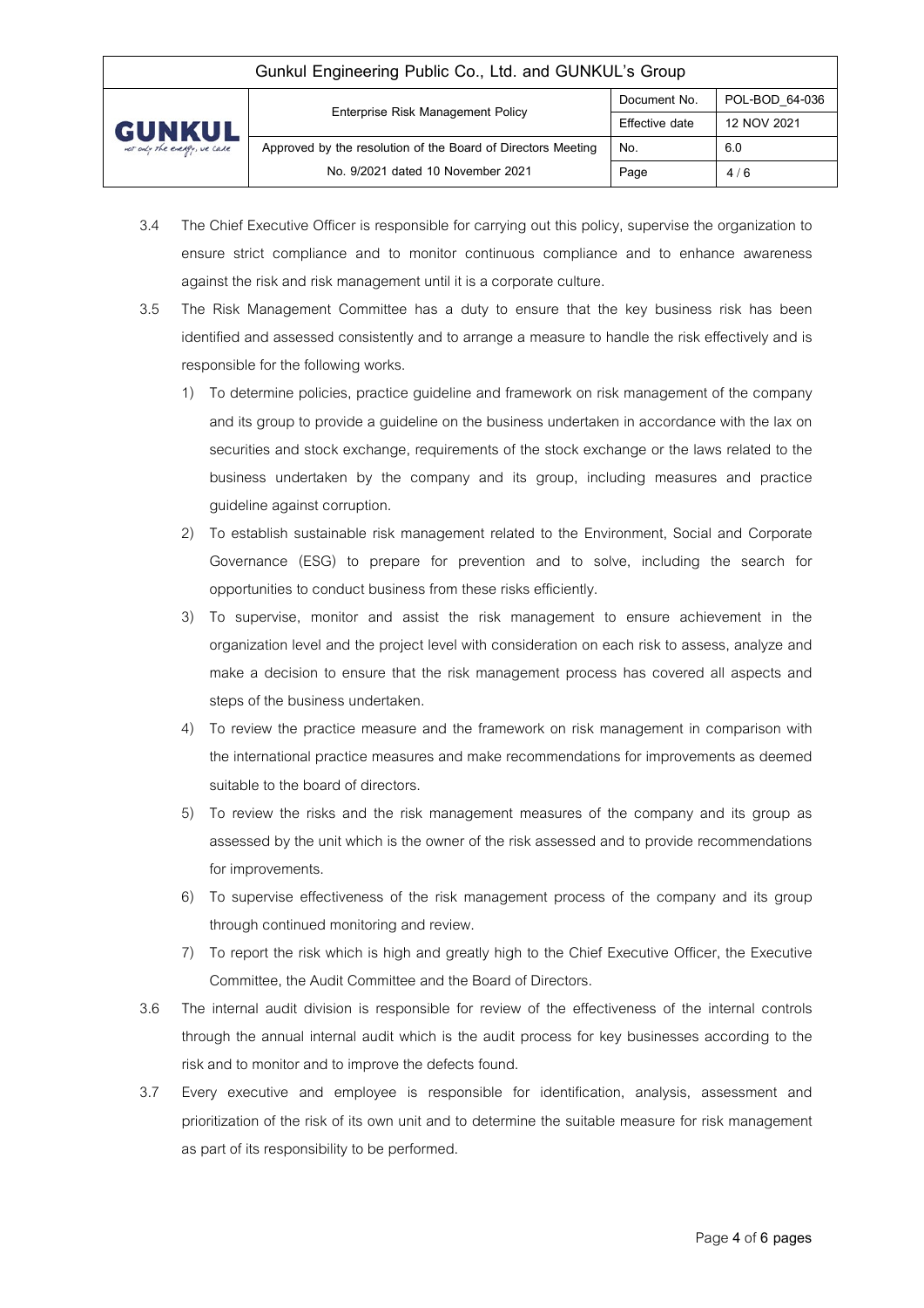3.4 The Chief Executive Officer is responsible for carrying out this policy, supervise the organization to ensure strict compliance and to monitor continuous compliance and to enhance awareness against the risk and risk management until it is a corporate culture.

3.5 The Risk Management Committee has a duty to ensure that the key business risk has been identified and assessed consistently and to arrange a measure to handle the risk effectively and is responsible for the following works.

1) To determine policies, practice guideline and framework on risk management of the company and its group to provide a guideline on the business undertaken in accordance with the lax on securities and stock exchange, requirements of the stock exchange or the laws related to the business undertaken by the company and its group, including measures and practice guideline against corruption.
2) To establish sustainable risk management related to the Environment, Social and Corporate Governance (ESG) to prepare for prevention and to solve, including the search for opportunities to conduct business from these risks efficiently.
3) To supervise, monitor and assist the risk management to ensure achievement in the organization level and the project level with consideration on each risk to assess, analyze and make a decision to ensure that the risk management process has covered all aspects and steps of the business undertaken.
4) To review the practice measure and the framework on risk management in comparison with the international practice measures and make recommendations for improvements as deemed suitable to the board of directors.
5) To review the risks and the risk management measures of the company and its group as assessed by the unit which is the owner of the risk assessed and to provide recommendations for improvements.
6) To supervise effectiveness of the risk management process of the company and its group through continued monitoring and review.
7) To report the risk which is high and greatly high to the Chief Executive Officer, the Executive Committee, the Audit Committee and the Board of Directors.

3.6 The internal audit division is responsible for review of the effectiveness of the internal controls through the annual internal audit which is the audit process for key businesses according to the risk and to monitor and to improve the defects found.

3.7 Every executive and employee is responsible for identification, analysis, assessment and prioritization of the risk of its own unit and to determine the suitable measure for risk management as part of its responsibility to be performed.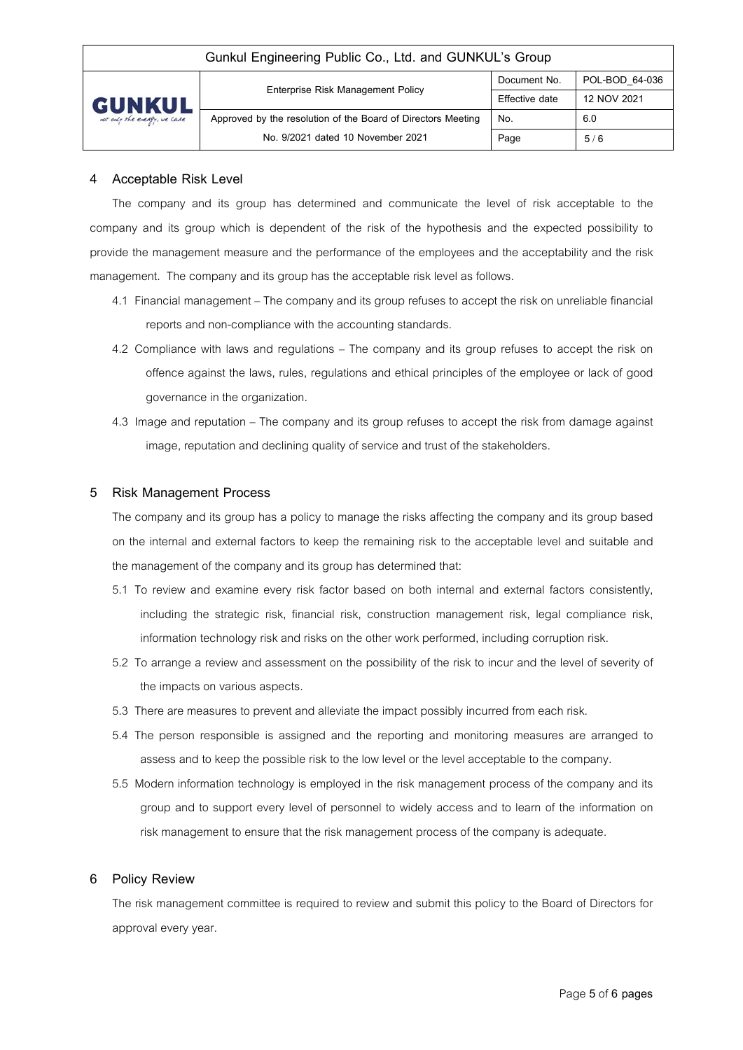## 4 Acceptable Risk Level

The company and its group has determined and communicate the level of risk acceptable to the company and its group which is dependent of the risk of the hypothesis and the expected possibility to provide the management measure and the performance of the employees and the acceptability and the risk management. The company and its group has the acceptable risk level as follows.

4.1 Financial management – The company and its group refuses to accept the risk on unreliable financial reports and non-compliance with the accounting standards.

4.2 Compliance with laws and regulations – The company and its group refuses to accept the risk on offence against the laws, rules, regulations and ethical principles of the employee or lack of good governance in the organization.

4.3 Image and reputation – The company and its group refuses to accept the risk from damage against image, reputation and declining quality of service and trust of the stakeholders.

## 5 Risk Management Process

The company and its group has a policy to manage the risks affecting the company and its group based on the internal and external factors to keep the remaining risk to the acceptable level and suitable and the management of the company and its group has determined that:

5.1 To review and examine every risk factor based on both internal and external factors consistently, including the strategic risk, financial risk, construction management risk, legal compliance risk, information technology risk and risks on the other work performed, including corruption risk.

5.2 To arrange a review and assessment on the possibility of the risk to incur and the level of severity of the impacts on various aspects.

5.3 There are measures to prevent and alleviate the impact possibly incurred from each risk.

5.4 The person responsible is assigned and the reporting and monitoring measures are arranged to assess and to keep the possible risk to the low level or the level acceptable to the company.

5.5 Modern information technology is employed in the risk management process of the company and its group and to support every level of personnel to widely access and to learn of the information on risk management to ensure that the risk management process of the company is adequate.

## 6 Policy Review

The risk management committee is required to review and submit this policy to the Board of Directors for approval every year.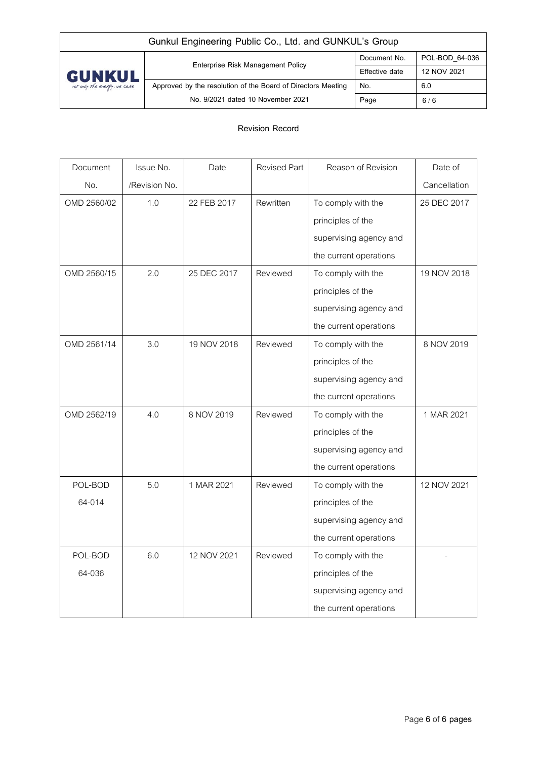## Revision Record

| Document No. | Issue No. /Revision No. | Date | Revised Part | Reason of Revision | Date of Cancellation |
|---|---|---|---|---|---|
| OMD 2560/02 | 1.0 | 22 FEB 2017 | Rewritten | To comply with the principles of the supervising agency and the current operations | 25 DEC 2017 |
| OMD 2560/15 | 2.0 | 25 DEC 2017 | Reviewed | To comply with the principles of the supervising agency and the current operations | 19 NOV 2018 |
| OMD 2561/14 | 3.0 | 19 NOV 2018 | Reviewed | To comply with the principles of the supervising agency and the current operations | 8 NOV 2019 |
| OMD 2562/19 | 4.0 | 8 NOV 2019 | Reviewed | To comply with the principles of the supervising agency and the current operations | 1 MAR 2021 |
| POL-BOD 64-014 | 5.0 | 1 MAR 2021 | Reviewed | To comply with the principles of the supervising agency and the current operations | 12 NOV 2021 |
| POL-BOD 64-036 | 6.0 | 12 NOV 2021 | Reviewed | To comply with the principles of the supervising agency and the current operations | - |